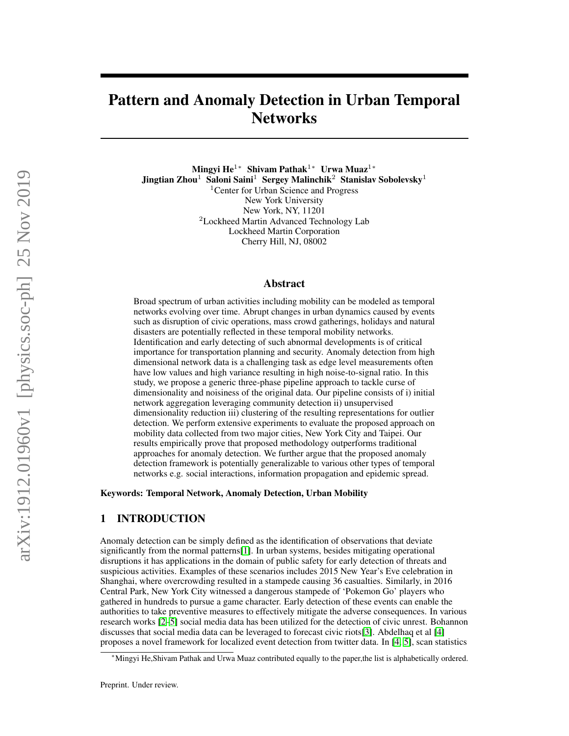# Pattern and Anomaly Detection in Urban Temporal Networks

**Mingyi He**[1*] **Shivam Pathak**[1*] **Urwa Muaz**[1*]
**Jingtian Zhou**[1] **Saloni Saini**[1] **Sergey Malinchik**[2] **Stanislav Sobolevsky**[1]
[1]Center for Urban Science and Progress
New York University
New York, NY, 11201
[2]Lockheed Martin Advanced Technology Lab
Lockheed Martin Corporation
Cherry Hill, NJ, 08002

## Abstract

Broad spectrum of urban activities including mobility can be modeled as temporal networks evolving over time. Abrupt changes in urban dynamics caused by events such as disruption of civic operations, mass crowd gatherings, holidays and natural disasters are potentially reflected in these temporal mobility networks. Identification and early detecting of such abnormal developments is of critical importance for transportation planning and security. Anomaly detection from high dimensional network data is a challenging task as edge level measurements often have low values and high variance resulting in high noise-to-signal ratio. In this study, we propose a generic three-phase pipeline approach to tackle curse of dimensionality and noisiness of the original data. Our pipeline consists of i) initial network aggregation leveraging community detection ii) unsupervised dimensionality reduction iii) clustering of the resulting representations for outlier detection. We perform extensive experiments to evaluate the proposed approach on mobility data collected from two major cities, New York City and Taipei. Our results empirically prove that proposed methodology outperforms traditional approaches for anomaly detection. We further argue that the proposed anomaly detection framework is potentially generalizable to various other types of temporal networks e.g. social interactions, information propagation and epidemic spread.

**Keywords: Temporal Network, Anomaly Detection, Urban Mobility**

## 1 INTRODUCTION

Anomaly detection can be simply defined as the identification of observations that deviate significantly from the normal patterns[1]. In urban systems, besides mitigating operational disruptions it has applications in the domain of public safety for early detection of threats and suspicious activities. Examples of these scenarios includes 2015 New Year's Eve celebration in Shanghai, where overcrowding resulted in a stampede causing 36 casualties. Similarly, in 2016 Central Park, New York City witnessed a dangerous stampede of 'Pokemon Go' players who gathered in hundreds to pursue a game character. Early detection of these events can enable the authorities to take preventive measures to effectively mitigate the adverse consequences. In various research works [2–5] social media data has been utilized for the detection of civic unrest. Bohannon discusses that social media data can be leveraged to forecast civic riots[3]. Abdelhaq et al [4] proposes a novel framework for localized event detection from twitter data. In [4, 5], scan statistics

*Mingyi He,Shivam Pathak and Urwa Muaz contributed equally to the paper,the list is alphabetically ordered.

Preprint. Under review.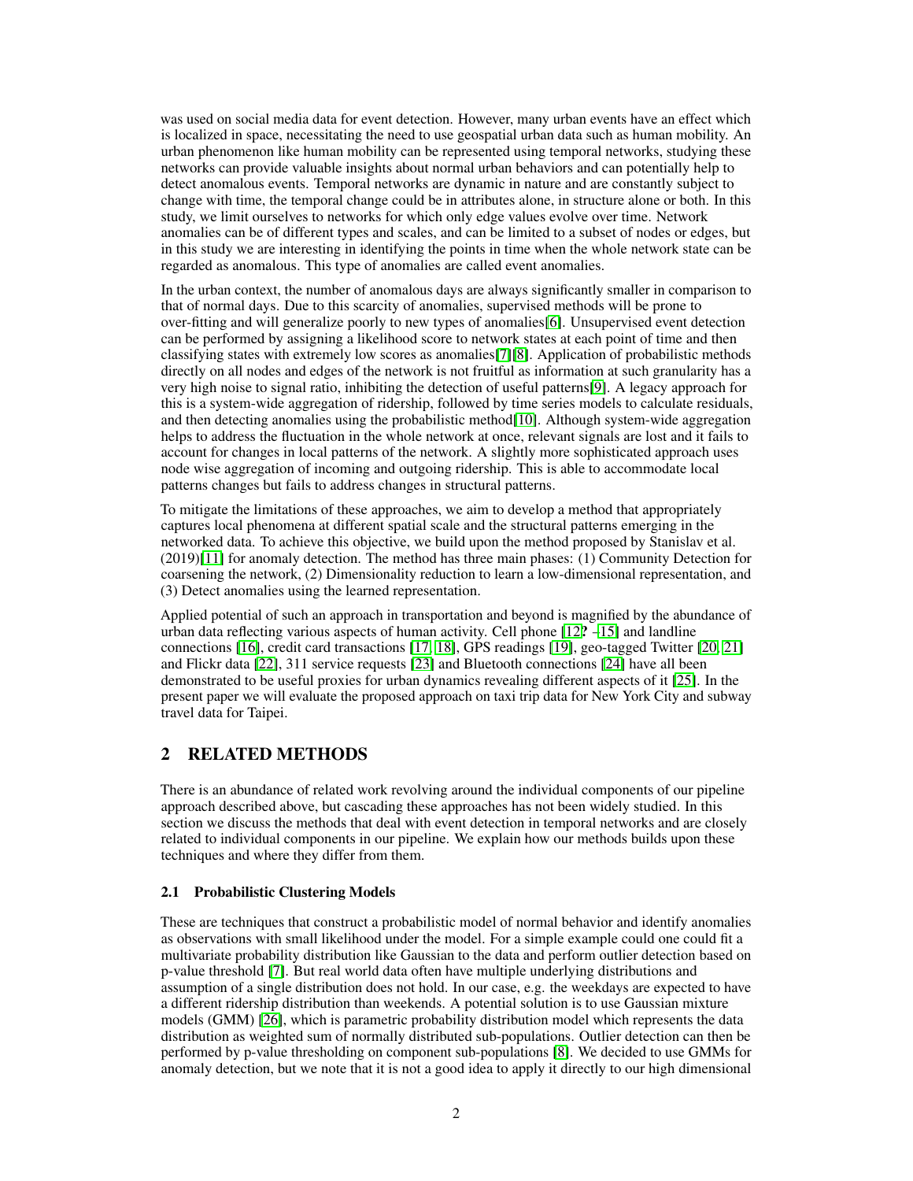was used on social media data for event detection. However, many urban events have an effect which is localized in space, necessitating the need to use geospatial urban data such as human mobility. An urban phenomenon like human mobility can be represented using temporal networks, studying these networks can provide valuable insights about normal urban behaviors and can potentially help to detect anomalous events. Temporal networks are dynamic in nature and are constantly subject to change with time, the temporal change could be in attributes alone, in structure alone or both. In this study, we limit ourselves to networks for which only edge values evolve over time. Network anomalies can be of different types and scales, and can be limited to a subset of nodes or edges, but in this study we are interesting in identifying the points in time when the whole network state can be regarded as anomalous. This type of anomalies are called event anomalies.

In the urban context, the number of anomalous days are always significantly smaller in comparison to that of normal days. Due to this scarcity of anomalies, supervised methods will be prone to over-fitting and will generalize poorly to new types of anomalies[6]. Unsupervised event detection can be performed by assigning a likelihood score to network states at each point of time and then classifying states with extremely low scores as anomalies[7][8]. Application of probabilistic methods directly on all nodes and edges of the network is not fruitful as information at such granularity has a very high noise to signal ratio, inhibiting the detection of useful patterns[9]. A legacy approach for this is a system-wide aggregation of ridership, followed by time series models to calculate residuals, and then detecting anomalies using the probabilistic method[10]. Although system-wide aggregation helps to address the fluctuation in the whole network at once, relevant signals are lost and it fails to account for changes in local patterns of the network. A slightly more sophisticated approach uses node wise aggregation of incoming and outgoing ridership. This is able to accommodate local patterns changes but fails to address changes in structural patterns.

To mitigate the limitations of these approaches, we aim to develop a method that appropriately captures local phenomena at different spatial scale and the structural patterns emerging in the networked data. To achieve this objective, we build upon the method proposed by Stanislav et al. (2019)[11] for anomaly detection. The method has three main phases: (1) Community Detection for coarsening the network, (2) Dimensionality reduction to learn a low-dimensional representation, and (3) Detect anomalies using the learned representation.

Applied potential of such an approach in transportation and beyond is magnified by the abundance of urban data reflecting various aspects of human activity. Cell phone [12? –15] and landline connections [16], credit card transactions [17, 18], GPS readings [19], geo-tagged Twitter [20, 21] and Flickr data [22], 311 service requests [23] and Bluetooth connections [24] have all been demonstrated to be useful proxies for urban dynamics revealing different aspects of it [25]. In the present paper we will evaluate the proposed approach on taxi trip data for New York City and subway travel data for Taipei.

## 2 RELATED METHODS

There is an abundance of related work revolving around the individual components of our pipeline approach described above, but cascading these approaches has not been widely studied. In this section we discuss the methods that deal with event detection in temporal networks and are closely related to individual components in our pipeline. We explain how our methods builds upon these techniques and where they differ from them.

### 2.1 Probabilistic Clustering Models

These are techniques that construct a probabilistic model of normal behavior and identify anomalies as observations with small likelihood under the model. For a simple example could one could fit a multivariate probability distribution like Gaussian to the data and perform outlier detection based on p-value threshold [7]. But real world data often have multiple underlying distributions and assumption of a single distribution does not hold. In our case, e.g. the weekdays are expected to have a different ridership distribution than weekends. A potential solution is to use Gaussian mixture models (GMM) [26], which is parametric probability distribution model which represents the data distribution as weighted sum of normally distributed sub-populations. Outlier detection can then be performed by p-value thresholding on component sub-populations [8]. We decided to use GMMs for anomaly detection, but we note that it is not a good idea to apply it directly to our high dimensional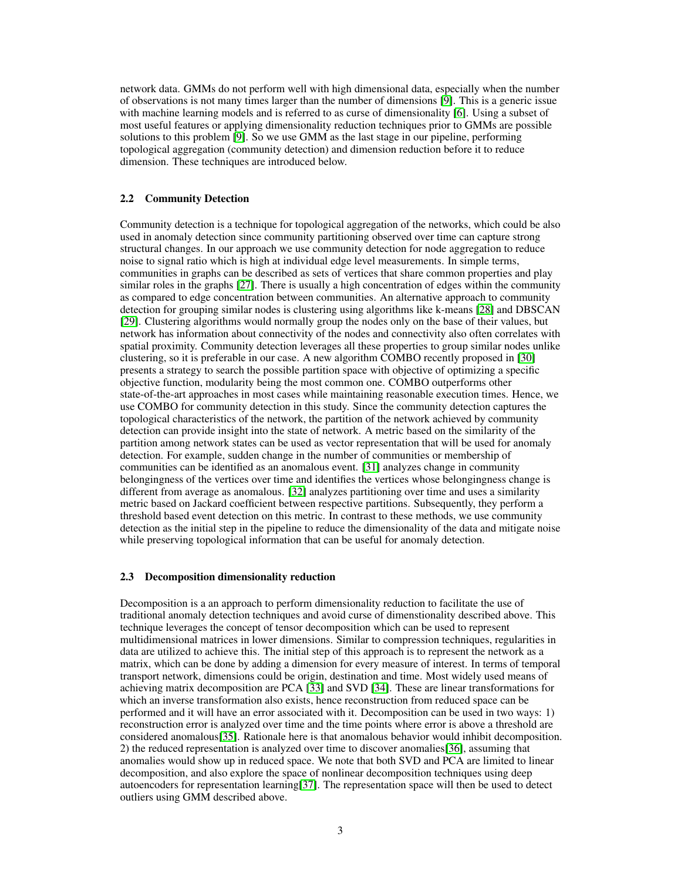network data. GMMs do not perform well with high dimensional data, especially when the number of observations is not many times larger than the number of dimensions [9]. This is a generic issue with machine learning models and is referred to as curse of dimensionality [6]. Using a subset of most useful features or applying dimensionality reduction techniques prior to GMMs are possible solutions to this problem [9]. So we use GMM as the last stage in our pipeline, performing topological aggregation (community detection) and dimension reduction before it to reduce dimension. These techniques are introduced below.

### 2.2 Community Detection

Community detection is a technique for topological aggregation of the networks, which could be also used in anomaly detection since community partitioning observed over time can capture strong structural changes. In our approach we use community detection for node aggregation to reduce noise to signal ratio which is high at individual edge level measurements. In simple terms, communities in graphs can be described as sets of vertices that share common properties and play similar roles in the graphs [27]. There is usually a high concentration of edges within the community as compared to edge concentration between communities. An alternative approach to community detection for grouping similar nodes is clustering using algorithms like k-means [28] and DBSCAN [29]. Clustering algorithms would normally group the nodes only on the base of their values, but network has information about connectivity of the nodes and connectivity also often correlates with spatial proximity. Community detection leverages all these properties to group similar nodes unlike clustering, so it is preferable in our case. A new algorithm COMBO recently proposed in [30] presents a strategy to search the possible partition space with objective of optimizing a specific objective function, modularity being the most common one. COMBO outperforms other state-of-the-art approaches in most cases while maintaining reasonable execution times. Hence, we use COMBO for community detection in this study. Since the community detection captures the topological characteristics of the network, the partition of the network achieved by community detection can provide insight into the state of network. A metric based on the similarity of the partition among network states can be used as vector representation that will be used for anomaly detection. For example, sudden change in the number of communities or membership of communities can be identified as an anomalous event. [31] analyzes change in community belongingness of the vertices over time and identifies the vertices whose belongingness change is different from average as anomalous. [32] analyzes partitioning over time and uses a similarity metric based on Jackard coefficient between respective partitions. Subsequently, they perform a threshold based event detection on this metric. In contrast to these methods, we use community detection as the initial step in the pipeline to reduce the dimensionality of the data and mitigate noise while preserving topological information that can be useful for anomaly detection.

### 2.3 Decomposition dimensionality reduction

Decomposition is a an approach to perform dimensionality reduction to facilitate the use of traditional anomaly detection techniques and avoid curse of dimenstionality described above. This technique leverages the concept of tensor decomposition which can be used to represent multidimensional matrices in lower dimensions. Similar to compression techniques, regularities in data are utilized to achieve this. The initial step of this approach is to represent the network as a matrix, which can be done by adding a dimension for every measure of interest. In terms of temporal transport network, dimensions could be origin, destination and time. Most widely used means of achieving matrix decomposition are PCA [33] and SVD [34]. These are linear transformations for which an inverse transformation also exists, hence reconstruction from reduced space can be performed and it will have an error associated with it. Decomposition can be used in two ways: 1) reconstruction error is analyzed over time and the time points where error is above a threshold are considered anomalous[35]. Rationale here is that anomalous behavior would inhibit decomposition. 2) the reduced representation is analyzed over time to discover anomalies[36], assuming that anomalies would show up in reduced space. We note that both SVD and PCA are limited to linear decomposition, and also explore the space of nonlinear decomposition techniques using deep autoencoders for representation learning[37]. The representation space will then be used to detect outliers using GMM described above.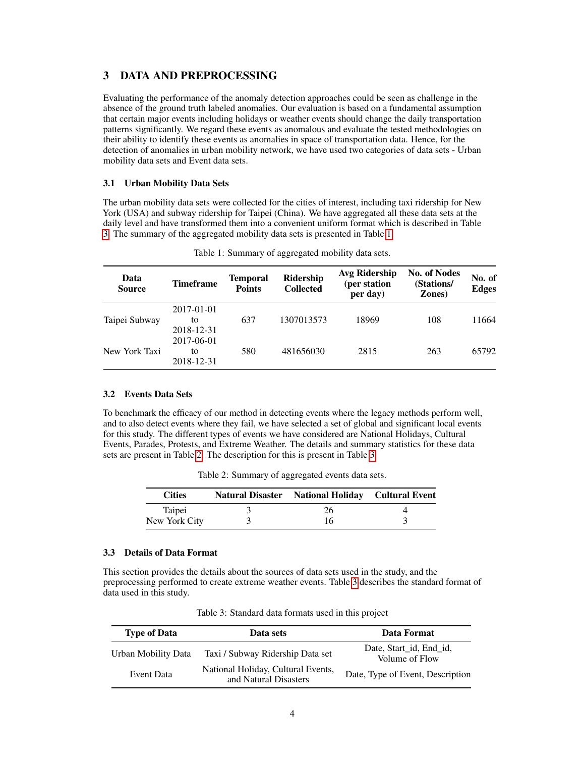## 3 DATA AND PREPROCESSING

Evaluating the performance of the anomaly detection approaches could be seen as challenge in the absence of the ground truth labeled anomalies. Our evaluation is based on a fundamental assumption that certain major events including holidays or weather events should change the daily transportation patterns significantly. We regard these events as anomalous and evaluate the tested methodologies on their ability to identify these events as anomalies in space of transportation data. Hence, for the detection of anomalies in urban mobility network, we have used two categories of data sets - Urban mobility data sets and Event data sets.

### 3.1 Urban Mobility Data Sets

The urban mobility data sets were collected for the cities of interest, including taxi ridership for New York (USA) and subway ridership for Taipei (China). We have aggregated all these data sets at the daily level and have transformed them into a convenient uniform format which is described in Table 3. The summary of the aggregated mobility data sets is presented in Table 1.

Table 1: Summary of aggregated mobility data sets.

| Data Source | Timeframe | Temporal Points | Ridership Collected | Avg Ridership (per station per day) | No. of Nodes (Stations/ Zones) | No. of Edges |
|---|---|---|---|---|---|---|
| Taipei Subway | 2017-01-01 to 2018-12-31 | 637 | 1307013573 | 18969 | 108 | 11664 |
| New York Taxi | 2017-06-01 to 2018-12-31 | 580 | 481656030 | 2815 | 263 | 65792 |

### 3.2 Events Data Sets

To benchmark the efficacy of our method in detecting events where the legacy methods perform well, and to also detect events where they fail, we have selected a set of global and significant local events for this study. The different types of events we have considered are National Holidays, Cultural Events, Parades, Protests, and Extreme Weather. The details and summary statistics for these data sets are present in Table 2. The description for this is present in Table 3.

Table 2: Summary of aggregated events data sets.

| Cities | Natural Disaster | National Holiday | Cultural Event |
|---|---|---|---|
| Taipei | 3 | 26 | 4 |
| New York City | 3 | 16 | 3 |

### 3.3 Details of Data Format

This section provides the details about the sources of data sets used in the study, and the preprocessing performed to create extreme weather events. Table 3 describes the standard format of data used in this study.

Table 3: Standard data formats used in this project

| Type of Data | Data sets | Data Format |
|---|---|---|
| Urban Mobility Data | Taxi / Subway Ridership Data set | Date, Start_id, End_id, Volume of Flow |
| Event Data | National Holiday, Cultural Events, and Natural Disasters | Date, Type of Event, Description |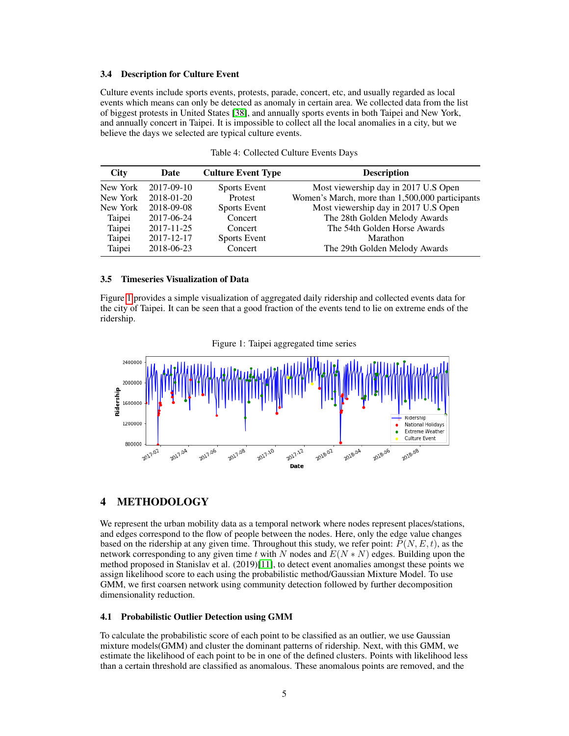### 3.4 Description for Culture Event

Culture events include sports events, protests, parade, concert, etc, and usually regarded as local events which means can only be detected as anomaly in certain area. We collected data from the list of biggest protests in United States [38], and annually sports events in both Taipei and New York, and annually concert in Taipei. It is impossible to collect all the local anomalies in a city, but we believe the days we selected are typical culture events.

Table 4: Collected Culture Events Days

| City | Date | Culture Event Type | Description |
|---|---|---|---|
| New York | 2017-09-10 | Sports Event | Most viewership day in 2017 U.S Open |
| New York | 2018-01-20 | Protest | Women's March, more than 1,500,000 participants |
| New York | 2018-09-08 | Sports Event | Most viewership day in 2017 U.S Open |
| Taipei | 2017-06-24 | Concert | The 28th Golden Melody Awards |
| Taipei | 2017-11-25 | Concert | The 54th Golden Horse Awards |
| Taipei | 2017-12-17 | Sports Event | Marathon |
| Taipei | 2018-06-23 | Concert | The 29th Golden Melody Awards |

### 3.5 Timeseries Visualization of Data

Figure 1 provides a simple visualization of aggregated daily ridership and collected events data for the city of Taipei. It can be seen that a good fraction of the events tend to lie on extreme ends of the ridership.

Figure 1: Taipei aggregated time series

## 4 METHODOLOGY

We represent the urban mobility data as a temporal network where nodes represent places/stations, and edges correspond to the flow of people between the nodes. Here, only the edge value changes based on the ridership at any given time. Throughout this study, we refer point: $P(N, E, t)$, as the network corresponding to any given time $t$ with $N$ nodes and $E(N * N)$ edges. Building upon the method proposed in Stanislav et al. (2019)[11], to detect event anomalies amongst these points we assign likelihood score to each using the probabilistic method/Gaussian Mixture Model. To use GMM, we first coarsen network using community detection followed by further decomposition dimensionality reduction.

### 4.1 Probabilistic Outlier Detection using GMM

To calculate the probabilistic score of each point to be classified as an outlier, we use Gaussian mixture models(GMM) and cluster the dominant patterns of ridership. Next, with this GMM, we estimate the likelihood of each point to be in one of the defined clusters. Points with likelihood less than a certain threshold are classified as anomalous. These anomalous points are removed, and the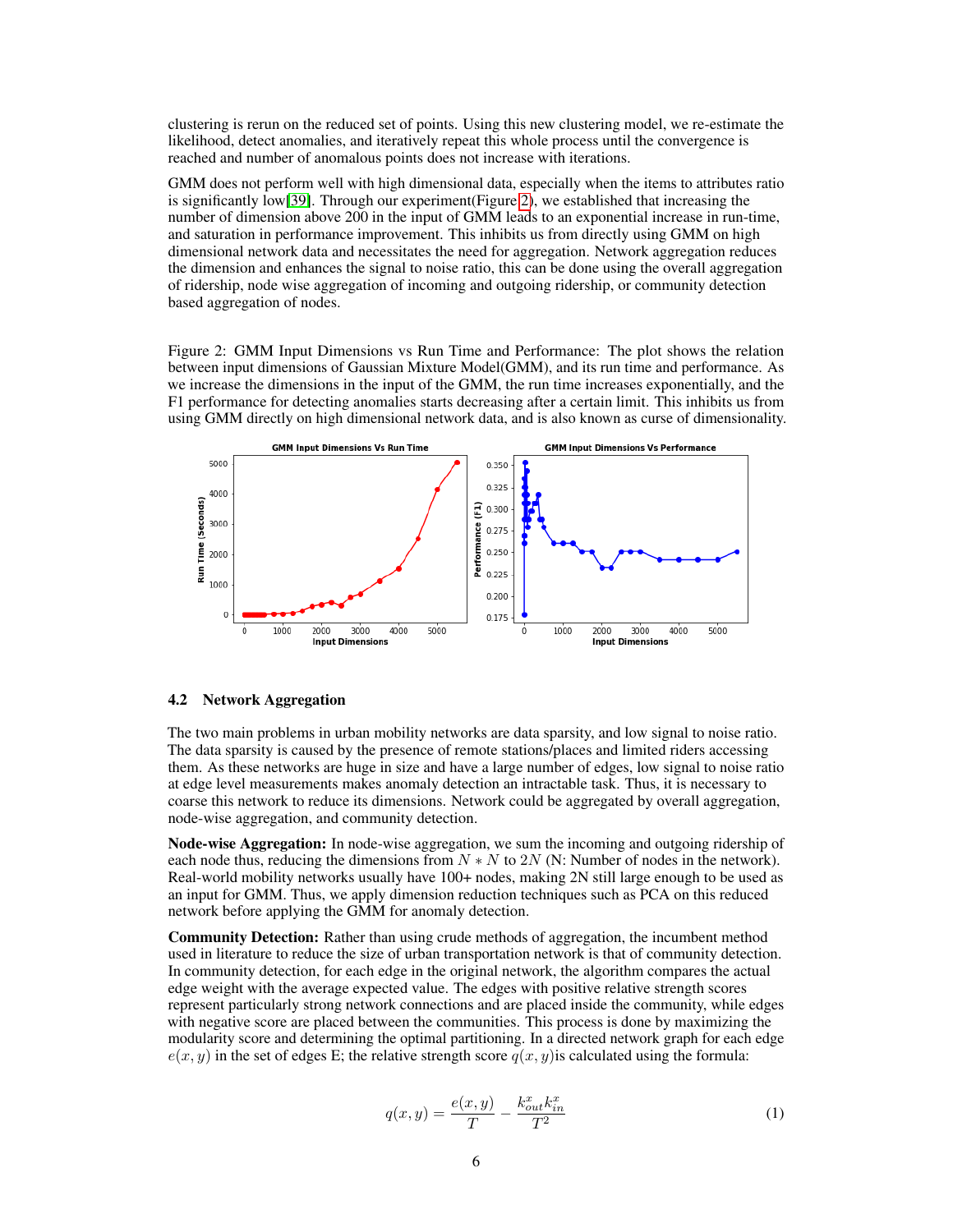clustering is rerun on the reduced set of points. Using this new clustering model, we re-estimate the likelihood, detect anomalies, and iteratively repeat this whole process until the convergence is reached and number of anomalous points does not increase with iterations.

GMM does not perform well with high dimensional data, especially when the items to attributes ratio is significantly low[39]. Through our experiment(Figure 2), we established that increasing the number of dimension above 200 in the input of GMM leads to an exponential increase in run-time, and saturation in performance improvement. This inhibits us from directly using GMM on high dimensional network data and necessitates the need for aggregation. Network aggregation reduces the dimension and enhances the signal to noise ratio, this can be done using the overall aggregation of ridership, node wise aggregation of incoming and outgoing ridership, or community detection based aggregation of nodes.

Figure 2: GMM Input Dimensions vs Run Time and Performance: The plot shows the relation between input dimensions of Gaussian Mixture Model(GMM), and its run time and performance. As we increase the dimensions in the input of the GMM, the run time increases exponentially, and the F1 performance for detecting anomalies starts decreasing after a certain limit. This inhibits us from using GMM directly on high dimensional network data, and is also known as curse of dimensionality.

## 4.2 Network Aggregation

The two main problems in urban mobility networks are data sparsity, and low signal to noise ratio. The data sparsity is caused by the presence of remote stations/places and limited riders accessing them. As these networks are huge in size and have a large number of edges, low signal to noise ratio at edge level measurements makes anomaly detection an intractable task. Thus, it is necessary to coarse this network to reduce its dimensions. Network could be aggregated by overall aggregation, node-wise aggregation, and community detection.

**Node-wise Aggregation:** In node-wise aggregation, we sum the incoming and outgoing ridership of each node thus, reducing the dimensions from $N * N$ to $2N$ (N: Number of nodes in the network). Real-world mobility networks usually have 100+ nodes, making 2N still large enough to be used as an input for GMM. Thus, we apply dimension reduction techniques such as PCA on this reduced network before applying the GMM for anomaly detection.

**Community Detection:** Rather than using crude methods of aggregation, the incumbent method used in literature to reduce the size of urban transportation network is that of community detection. In community detection, for each edge in the original network, the algorithm compares the actual edge weight with the average expected value. The edges with positive relative strength scores represent particularly strong network connections and are placed inside the community, while edges with negative score are placed between the communities. This process is done by maximizing the modularity score and determining the optimal partitioning. In a directed network graph for each edge $e(x, y)$ in the set of edges E; the relative strength score $q(x, y)$is calculated using the formula:

$$q(x, y) = \frac{e(x, y)}{T} - \frac{k^x_{out} k^x_{in}}{T^2} \tag{1}$$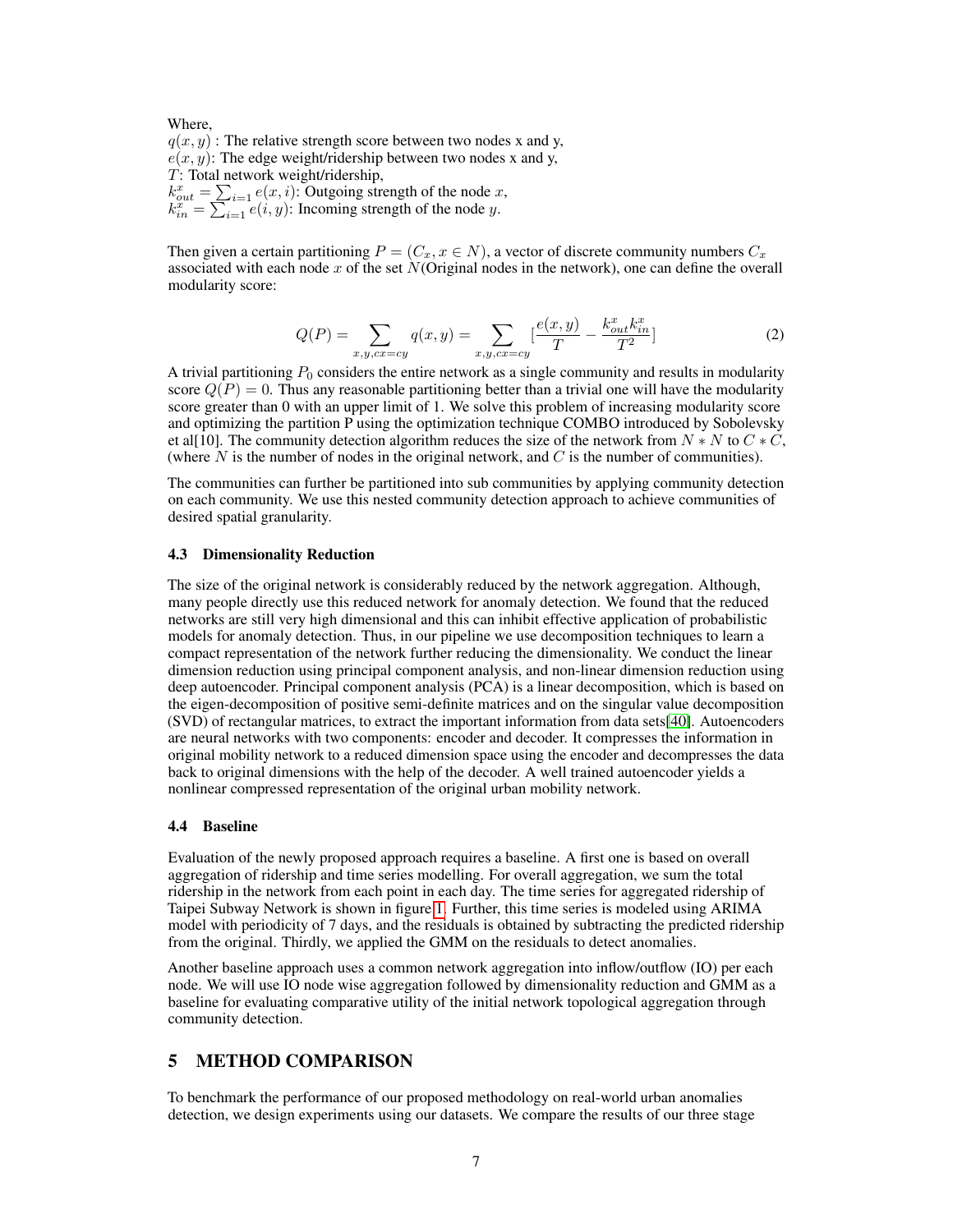Where,
$q(x, y)$ : The relative strength score between two nodes x and y,
$e(x, y)$: The edge weight/ridership between two nodes x and y,
$T$: Total network weight/ridership,
$k^x_{out} = \sum_{i=1} e(x, i)$: Outgoing strength of the node $x$,
$k^x_{in} = \sum_{i=1} e(i, y)$: Incoming strength of the node $y$.

Then given a certain partitioning $P = (C_x, x \in N)$, a vector of discrete community numbers $C_x$ associated with each node $x$ of the set $N$(Original nodes in the network), one can define the overall modularity score:

$$Q(P) = \sum_{x,y,cx=cy} q(x, y) = \sum_{x,y,cx=cy} [\frac{e(x, y)}{T} - \frac{k^x_{out} k^x_{in}}{T^2}] \tag{2}$$

A trivial partitioning $P_0$ considers the entire network as a single community and results in modularity score $Q(P) = 0$. Thus any reasonable partitioning better than a trivial one will have the modularity score greater than 0 with an upper limit of 1. We solve this problem of increasing modularity score and optimizing the partition P using the optimization technique COMBO introduced by Sobolevsky et al[10]. The community detection algorithm reduces the size of the network from $N * N$ to $C * C$, (where $N$ is the number of nodes in the original network, and $C$ is the number of communities).

The communities can further be partitioned into sub communities by applying community detection on each community. We use this nested community detection approach to achieve communities of desired spatial granularity.

### 4.3 Dimensionality Reduction

The size of the original network is considerably reduced by the network aggregation. Although, many people directly use this reduced network for anomaly detection. We found that the reduced networks are still very high dimensional and this can inhibit effective application of probabilistic models for anomaly detection. Thus, in our pipeline we use decomposition techniques to learn a compact representation of the network further reducing the dimensionality. We conduct the linear dimension reduction using principal component analysis, and non-linear dimension reduction using deep autoencoder. Principal component analysis (PCA) is a linear decomposition, which is based on the eigen-decomposition of positive semi-definite matrices and on the singular value decomposition (SVD) of rectangular matrices, to extract the important information from data sets[40]. Autoencoders are neural networks with two components: encoder and decoder. It compresses the information in original mobility network to a reduced dimension space using the encoder and decompresses the data back to original dimensions with the help of the decoder. A well trained autoencoder yields a nonlinear compressed representation of the original urban mobility network.

### 4.4 Baseline

Evaluation of the newly proposed approach requires a baseline. A first one is based on overall aggregation of ridership and time series modelling. For overall aggregation, we sum the total ridership in the network from each point in each day. The time series for aggregated ridership of Taipei Subway Network is shown in figure 1. Further, this time series is modeled using ARIMA model with periodicity of 7 days, and the residuals is obtained by subtracting the predicted ridership from the original. Thirdly, we applied the GMM on the residuals to detect anomalies.

Another baseline approach uses a common network aggregation into inflow/outflow (IO) per each node. We will use IO node wise aggregation followed by dimensionality reduction and GMM as a baseline for evaluating comparative utility of the initial network topological aggregation through community detection.

## 5 METHOD COMPARISON

To benchmark the performance of our proposed methodology on real-world urban anomalies detection, we design experiments using our datasets. We compare the results of our three stage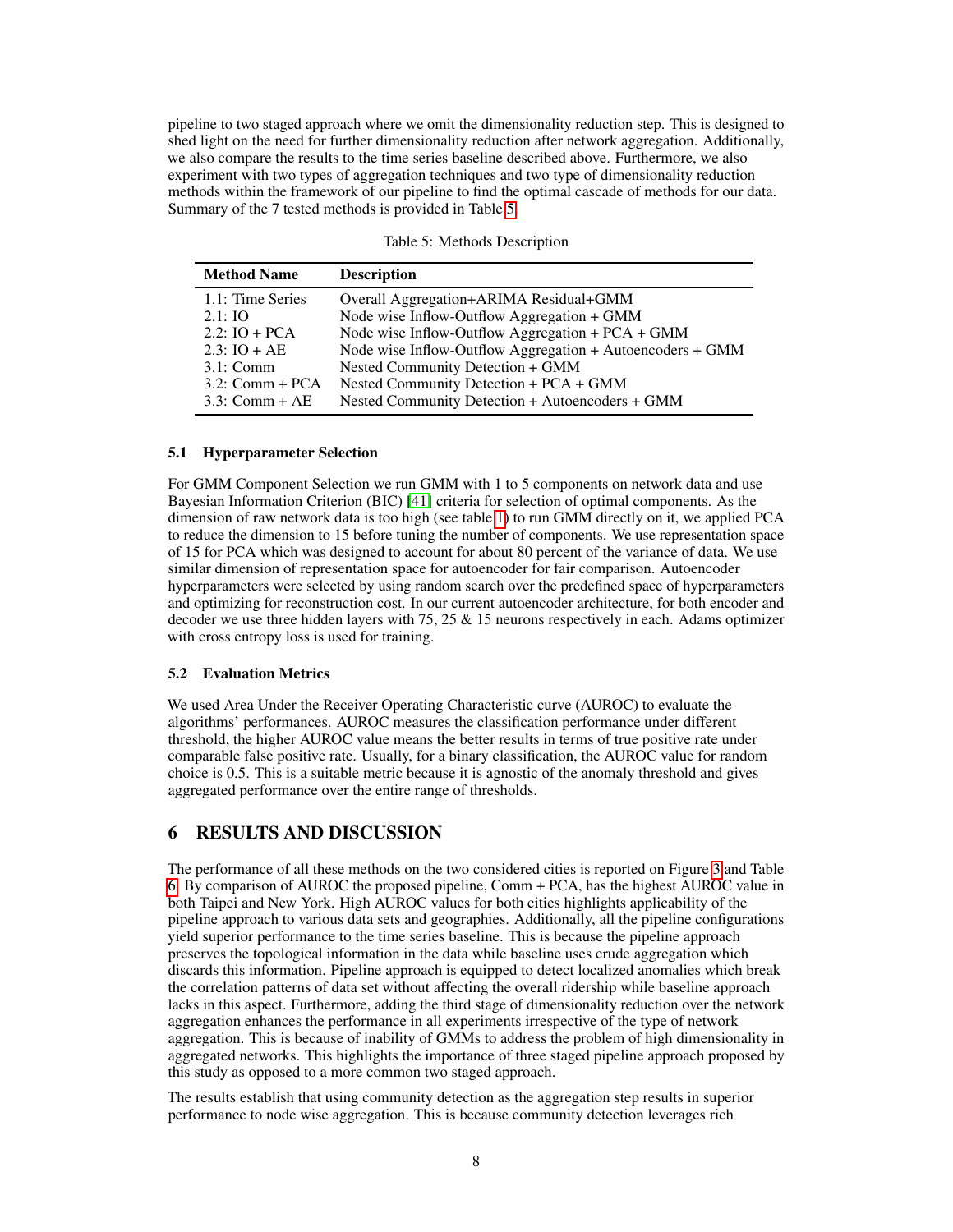pipeline to two staged approach where we omit the dimensionality reduction step. This is designed to shed light on the need for further dimensionality reduction after network aggregation. Additionally, we also compare the results to the time series baseline described above. Furthermore, we also experiment with two types of aggregation techniques and two type of dimensionality reduction methods within the framework of our pipeline to find the optimal cascade of methods for our data. Summary of the 7 tested methods is provided in Table 5.

Table 5: Methods Description

| Method Name | Description |
|---|---|
| 1.1: Time Series | Overall Aggregation+ARIMA Residual+GMM |
| 2.1: IO | Node wise Inflow-Outflow Aggregation + GMM |
| 2.2: IO + PCA | Node wise Inflow-Outflow Aggregation + PCA + GMM |
| 2.3: IO + AE | Node wise Inflow-Outflow Aggregation + Autoencoders + GMM |
| 3.1: Comm | Nested Community Detection + GMM |
| 3.2: Comm + PCA | Nested Community Detection + PCA + GMM |
| 3.3: Comm + AE | Nested Community Detection + Autoencoders + GMM |

### 5.1 Hyperparameter Selection

For GMM Component Selection we run GMM with 1 to 5 components on network data and use Bayesian Information Criterion (BIC) [41] criteria for selection of optimal components. As the dimension of raw network data is too high (see table 1) to run GMM directly on it, we applied PCA to reduce the dimension to 15 before tuning the number of components. We use representation space of 15 for PCA which was designed to account for about 80 percent of the variance of data. We use similar dimension of representation space for autoencoder for fair comparison. Autoencoder hyperparameters were selected by using random search over the predefined space of hyperparameters and optimizing for reconstruction cost. In our current autoencoder architecture, for both encoder and decoder we use three hidden layers with 75, 25 & 15 neurons respectively in each. Adams optimizer with cross entropy loss is used for training.

### 5.2 Evaluation Metrics

We used Area Under the Receiver Operating Characteristic curve (AUROC) to evaluate the algorithms' performances. AUROC measures the classification performance under different threshold, the higher AUROC value means the better results in terms of true positive rate under comparable false positive rate. Usually, for a binary classification, the AUROC value for random choice is 0.5. This is a suitable metric because it is agnostic of the anomaly threshold and gives aggregated performance over the entire range of thresholds.

## 6 RESULTS AND DISCUSSION

The performance of all these methods on the two considered cities is reported on Figure 3 and Table 6. By comparison of AUROC the proposed pipeline, Comm + PCA, has the highest AUROC value in both Taipei and New York. High AUROC values for both cities highlights applicability of the pipeline approach to various data sets and geographies. Additionally, all the pipeline configurations yield superior performance to the time series baseline. This is because the pipeline approach preserves the topological information in the data while baseline uses crude aggregation which discards this information. Pipeline approach is equipped to detect localized anomalies which break the correlation patterns of data set without affecting the overall ridership while baseline approach lacks in this aspect. Furthermore, adding the third stage of dimensionality reduction over the network aggregation enhances the performance in all experiments irrespective of the type of network aggregation. This is because of inability of GMMs to address the problem of high dimensionality in aggregated networks. This highlights the importance of three staged pipeline approach proposed by this study as opposed to a more common two staged approach.

The results establish that using community detection as the aggregation step results in superior performance to node wise aggregation. This is because community detection leverages rich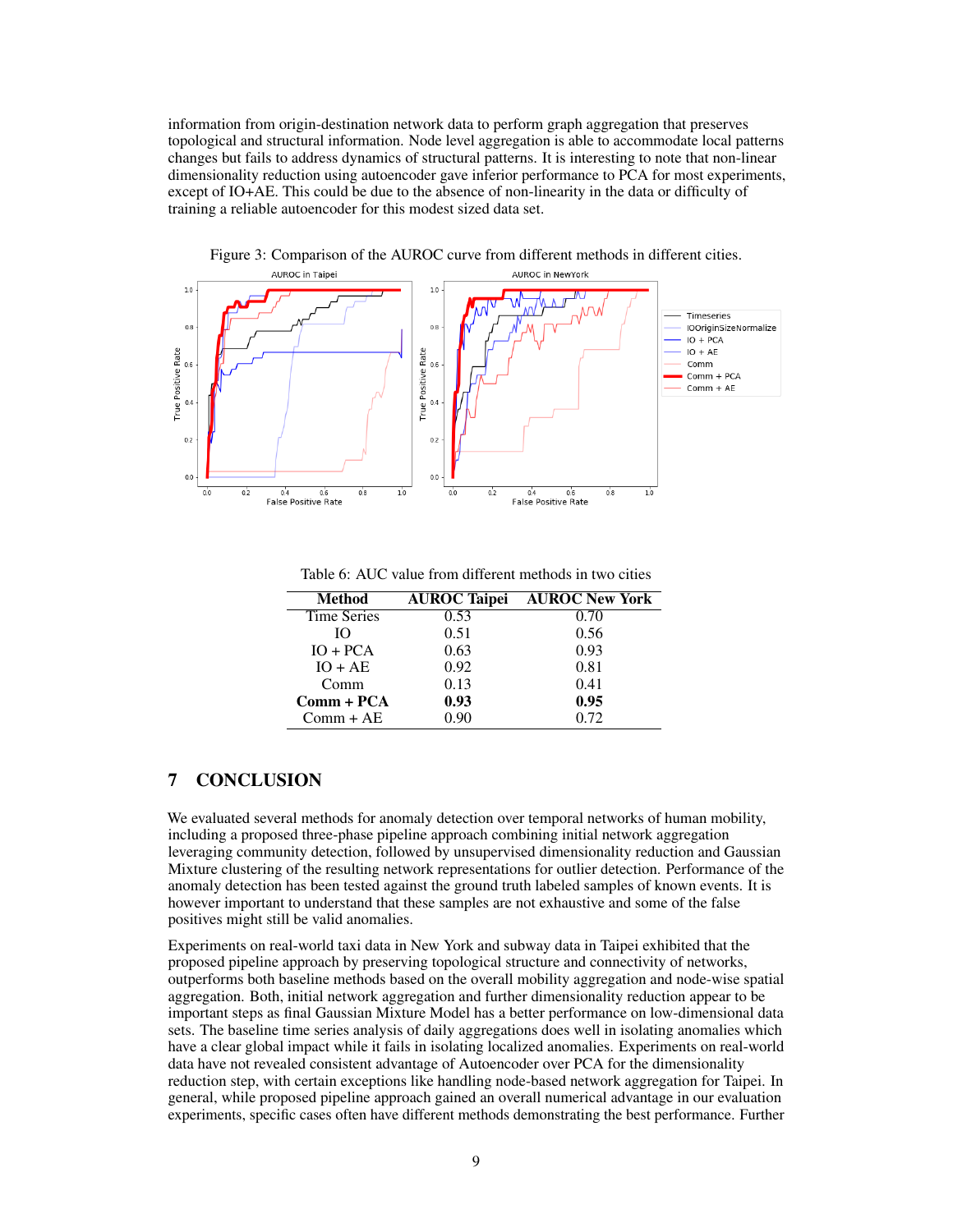information from origin-destination network data to perform graph aggregation that preserves topological and structural information. Node level aggregation is able to accommodate local patterns changes but fails to address dynamics of structural patterns. It is interesting to note that non-linear dimensionality reduction using autoencoder gave inferior performance to PCA for most experiments, except of IO+AE. This could be due to the absence of non-linearity in the data or difficulty of training a reliable autoencoder for this modest sized data set.

Figure 3: Comparison of the AUROC curve from different methods in different cities.

Table 6: AUC value from different methods in two cities

| Method | AUROC Taipei | AUROC New York |
|---|---|---|
| Time Series | 0.53 | 0.70 |
| IO | 0.51 | 0.56 |
| IO + PCA | 0.63 | 0.93 |
| IO + AE | 0.92 | 0.81 |
| Comm | 0.13 | 0.41 |
| **Comm + PCA** | **0.93** | **0.95** |
| Comm + AE | 0.90 | 0.72 |

## 7 CONCLUSION

We evaluated several methods for anomaly detection over temporal networks of human mobility, including a proposed three-phase pipeline approach combining initial network aggregation leveraging community detection, followed by unsupervised dimensionality reduction and Gaussian Mixture clustering of the resulting network representations for outlier detection. Performance of the anomaly detection has been tested against the ground truth labeled samples of known events. It is however important to understand that these samples are not exhaustive and some of the false positives might still be valid anomalies.

Experiments on real-world taxi data in New York and subway data in Taipei exhibited that the proposed pipeline approach by preserving topological structure and connectivity of networks, outperforms both baseline methods based on the overall mobility aggregation and node-wise spatial aggregation. Both, initial network aggregation and further dimensionality reduction appear to be important steps as final Gaussian Mixture Model has a better performance on low-dimensional data sets. The baseline time series analysis of daily aggregations does well in isolating anomalies which have a clear global impact while it fails in isolating localized anomalies. Experiments on real-world data have not revealed consistent advantage of Autoencoder over PCA for the dimensionality reduction step, with certain exceptions like handling node-based network aggregation for Taipei. In general, while proposed pipeline approach gained an overall numerical advantage in our evaluation experiments, specific cases often have different methods demonstrating the best performance. Further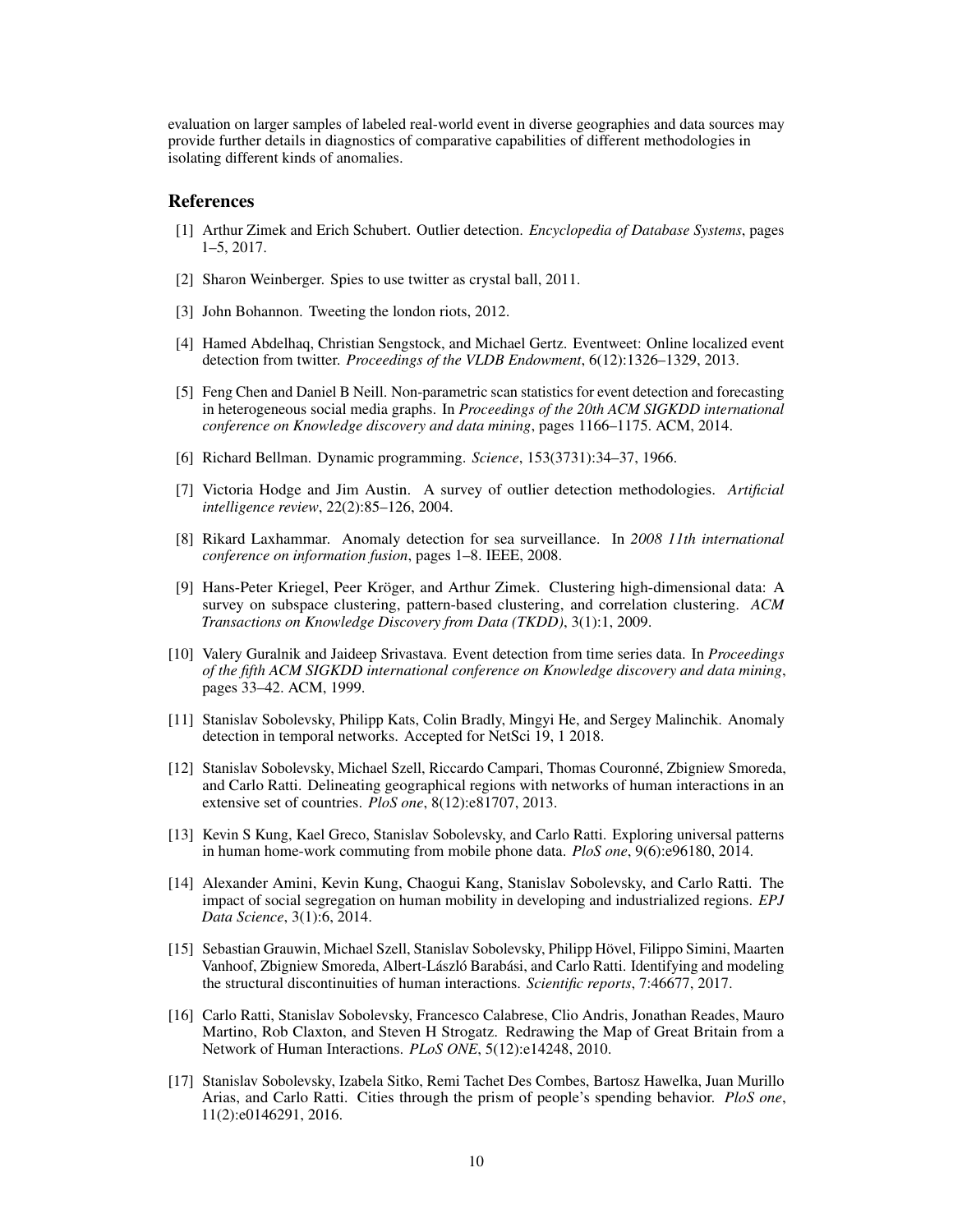evaluation on larger samples of labeled real-world event in diverse geographies and data sources may provide further details in diagnostics of comparative capabilities of different methodologies in isolating different kinds of anomalies.

## References

[1] Arthur Zimek and Erich Schubert. Outlier detection. *Encyclopedia of Database Systems*, pages 1–5, 2017.

[2] Sharon Weinberger. Spies to use twitter as crystal ball, 2011.

[3] John Bohannon. Tweeting the london riots, 2012.

[4] Hamed Abdelhaq, Christian Sengstock, and Michael Gertz. Eventweet: Online localized event detection from twitter. *Proceedings of the VLDB Endowment*, 6(12):1326–1329, 2013.

[5] Feng Chen and Daniel B Neill. Non-parametric scan statistics for event detection and forecasting in heterogeneous social media graphs. In *Proceedings of the 20th ACM SIGKDD international conference on Knowledge discovery and data mining*, pages 1166–1175. ACM, 2014.

[6] Richard Bellman. Dynamic programming. *Science*, 153(3731):34–37, 1966.

[7] Victoria Hodge and Jim Austin. A survey of outlier detection methodologies. *Artificial intelligence review*, 22(2):85–126, 2004.

[8] Rikard Laxhammar. Anomaly detection for sea surveillance. In *2008 11th international conference on information fusion*, pages 1–8. IEEE, 2008.

[9] Hans-Peter Kriegel, Peer Kröger, and Arthur Zimek. Clustering high-dimensional data: A survey on subspace clustering, pattern-based clustering, and correlation clustering. *ACM Transactions on Knowledge Discovery from Data (TKDD)*, 3(1):1, 2009.

[10] Valery Guralnik and Jaideep Srivastava. Event detection from time series data. In *Proceedings of the fifth ACM SIGKDD international conference on Knowledge discovery and data mining*, pages 33–42. ACM, 1999.

[11] Stanislav Sobolevsky, Philipp Kats, Colin Bradly, Mingyi He, and Sergey Malinchik. Anomaly detection in temporal networks. Accepted for NetSci 19, 1 2018.

[12] Stanislav Sobolevsky, Michael Szell, Riccardo Campari, Thomas Couronné, Zbigniew Smoreda, and Carlo Ratti. Delineating geographical regions with networks of human interactions in an extensive set of countries. *PloS one*, 8(12):e81707, 2013.

[13] Kevin S Kung, Kael Greco, Stanislav Sobolevsky, and Carlo Ratti. Exploring universal patterns in human home-work commuting from mobile phone data. *PloS one*, 9(6):e96180, 2014.

[14] Alexander Amini, Kevin Kung, Chaogui Kang, Stanislav Sobolevsky, and Carlo Ratti. The impact of social segregation on human mobility in developing and industrialized regions. *EPJ Data Science*, 3(1):6, 2014.

[15] Sebastian Grauwin, Michael Szell, Stanislav Sobolevsky, Philipp Hövel, Filippo Simini, Maarten Vanhoof, Zbigniew Smoreda, Albert-László Barabási, and Carlo Ratti. Identifying and modeling the structural discontinuities of human interactions. *Scientific reports*, 7:46677, 2017.

[16] Carlo Ratti, Stanislav Sobolevsky, Francesco Calabrese, Clio Andris, Jonathan Reades, Mauro Martino, Rob Claxton, and Steven H Strogatz. Redrawing the Map of Great Britain from a Network of Human Interactions. *PLoS ONE*, 5(12):e14248, 2010.

[17] Stanislav Sobolevsky, Izabela Sitko, Remi Tachet Des Combes, Bartosz Hawelka, Juan Murillo Arias, and Carlo Ratti. Cities through the prism of people's spending behavior. *PloS one*, 11(2):e0146291, 2016.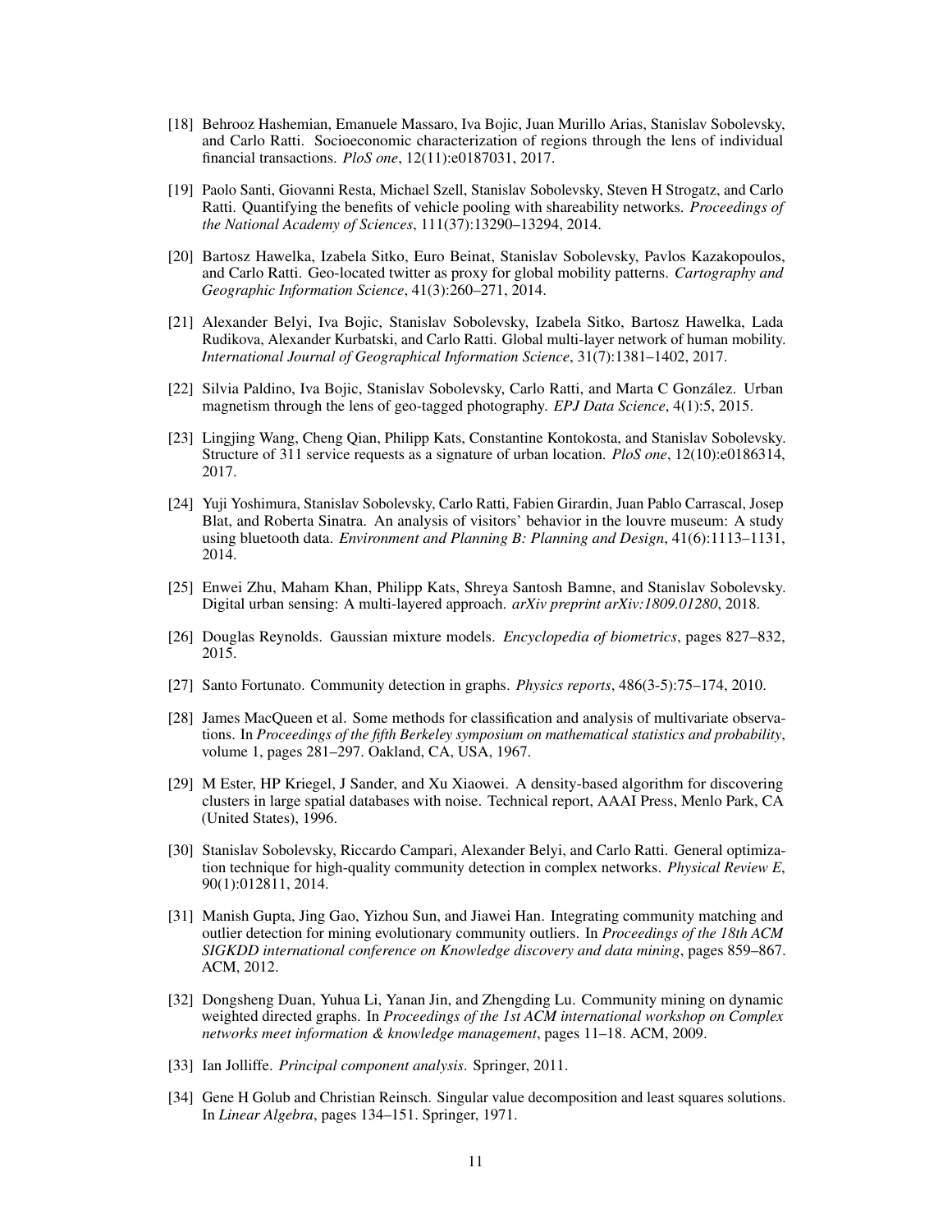[18] Behrooz Hashemian, Emanuele Massaro, Iva Bojic, Juan Murillo Arias, Stanislav Sobolevsky, and Carlo Ratti. Socioeconomic characterization of regions through the lens of individual financial transactions. *PloS one*, 12(11):e0187031, 2017.

[19] Paolo Santi, Giovanni Resta, Michael Szell, Stanislav Sobolevsky, Steven H Strogatz, and Carlo Ratti. Quantifying the benefits of vehicle pooling with shareability networks. *Proceedings of the National Academy of Sciences*, 111(37):13290–13294, 2014.

[20] Bartosz Hawelka, Izabela Sitko, Euro Beinat, Stanislav Sobolevsky, Pavlos Kazakopoulos, and Carlo Ratti. Geo-located twitter as proxy for global mobility patterns. *Cartography and Geographic Information Science*, 41(3):260–271, 2014.

[21] Alexander Belyi, Iva Bojic, Stanislav Sobolevsky, Izabela Sitko, Bartosz Hawelka, Lada Rudikova, Alexander Kurbatski, and Carlo Ratti. Global multi-layer network of human mobility. *International Journal of Geographical Information Science*, 31(7):1381–1402, 2017.

[22] Silvia Paldino, Iva Bojic, Stanislav Sobolevsky, Carlo Ratti, and Marta C González. Urban magnetism through the lens of geo-tagged photography. *EPJ Data Science*, 4(1):5, 2015.

[23] Lingjing Wang, Cheng Qian, Philipp Kats, Constantine Kontokosta, and Stanislav Sobolevsky. Structure of 311 service requests as a signature of urban location. *PloS one*, 12(10):e0186314, 2017.

[24] Yuji Yoshimura, Stanislav Sobolevsky, Carlo Ratti, Fabien Girardin, Juan Pablo Carrascal, Josep Blat, and Roberta Sinatra. An analysis of visitors' behavior in the louvre museum: A study using bluetooth data. *Environment and Planning B: Planning and Design*, 41(6):1113–1131, 2014.

[25] Enwei Zhu, Maham Khan, Philipp Kats, Shreya Santosh Bamne, and Stanislav Sobolevsky. Digital urban sensing: A multi-layered approach. *arXiv preprint arXiv:1809.01280*, 2018.

[26] Douglas Reynolds. Gaussian mixture models. *Encyclopedia of biometrics*, pages 827–832, 2015.

[27] Santo Fortunato. Community detection in graphs. *Physics reports*, 486(3-5):75–174, 2010.

[28] James MacQueen et al. Some methods for classification and analysis of multivariate observations. In *Proceedings of the fifth Berkeley symposium on mathematical statistics and probability*, volume 1, pages 281–297. Oakland, CA, USA, 1967.

[29] M Ester, HP Kriegel, J Sander, and Xu Xiaowei. A density-based algorithm for discovering clusters in large spatial databases with noise. Technical report, AAAI Press, Menlo Park, CA (United States), 1996.

[30] Stanislav Sobolevsky, Riccardo Campari, Alexander Belyi, and Carlo Ratti. General optimization technique for high-quality community detection in complex networks. *Physical Review E*, 90(1):012811, 2014.

[31] Manish Gupta, Jing Gao, Yizhou Sun, and Jiawei Han. Integrating community matching and outlier detection for mining evolutionary community outliers. In *Proceedings of the 18th ACM SIGKDD international conference on Knowledge discovery and data mining*, pages 859–867. ACM, 2012.

[32] Dongsheng Duan, Yuhua Li, Yanan Jin, and Zhengding Lu. Community mining on dynamic weighted directed graphs. In *Proceedings of the 1st ACM international workshop on Complex networks meet information & knowledge management*, pages 11–18. ACM, 2009.

[33] Ian Jolliffe. *Principal component analysis*. Springer, 2011.

[34] Gene H Golub and Christian Reinsch. Singular value decomposition and least squares solutions. In *Linear Algebra*, pages 134–151. Springer, 1971.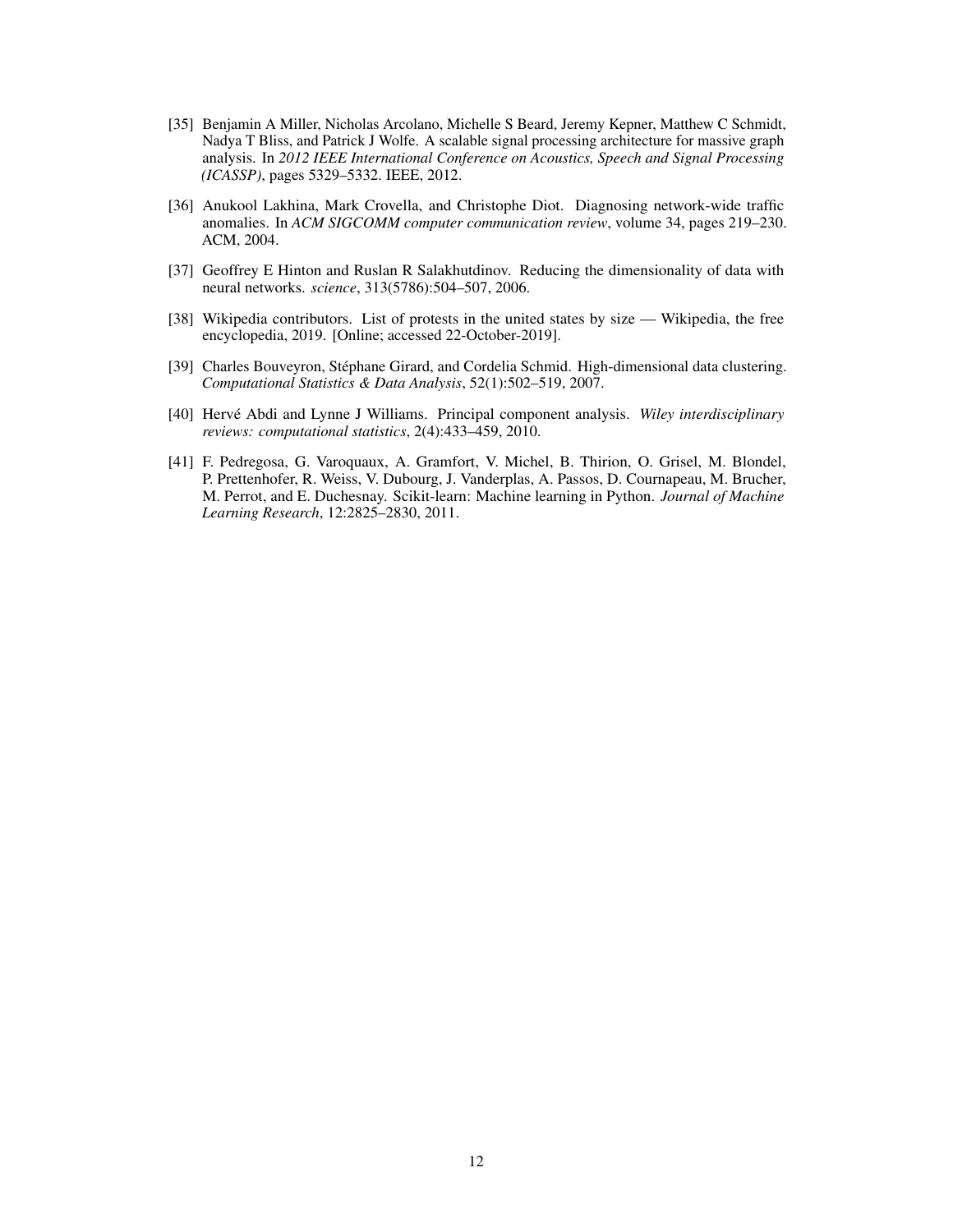[35] Benjamin A Miller, Nicholas Arcolano, Michelle S Beard, Jeremy Kepner, Matthew C Schmidt, Nadya T Bliss, and Patrick J Wolfe. A scalable signal processing architecture for massive graph analysis. In *2012 IEEE International Conference on Acoustics, Speech and Signal Processing (ICASSP)*, pages 5329–5332. IEEE, 2012.

[36] Anukool Lakhina, Mark Crovella, and Christophe Diot. Diagnosing network-wide traffic anomalies. In *ACM SIGCOMM computer communication review*, volume 34, pages 219–230. ACM, 2004.

[37] Geoffrey E Hinton and Ruslan R Salakhutdinov. Reducing the dimensionality of data with neural networks. *science*, 313(5786):504–507, 2006.

[38] Wikipedia contributors. List of protests in the united states by size — Wikipedia, the free encyclopedia, 2019. [Online; accessed 22-October-2019].

[39] Charles Bouveyron, Stéphane Girard, and Cordelia Schmid. High-dimensional data clustering. *Computational Statistics & Data Analysis*, 52(1):502–519, 2007.

[40] Hervé Abdi and Lynne J Williams. Principal component analysis. *Wiley interdisciplinary reviews: computational statistics*, 2(4):433–459, 2010.

[41] F. Pedregosa, G. Varoquaux, A. Gramfort, V. Michel, B. Thirion, O. Grisel, M. Blondel, P. Prettenhofer, R. Weiss, V. Dubourg, J. Vanderplas, A. Passos, D. Cournapeau, M. Brucher, M. Perrot, and E. Duchesnay. Scikit-learn: Machine learning in Python. *Journal of Machine Learning Research*, 12:2825–2830, 2011.